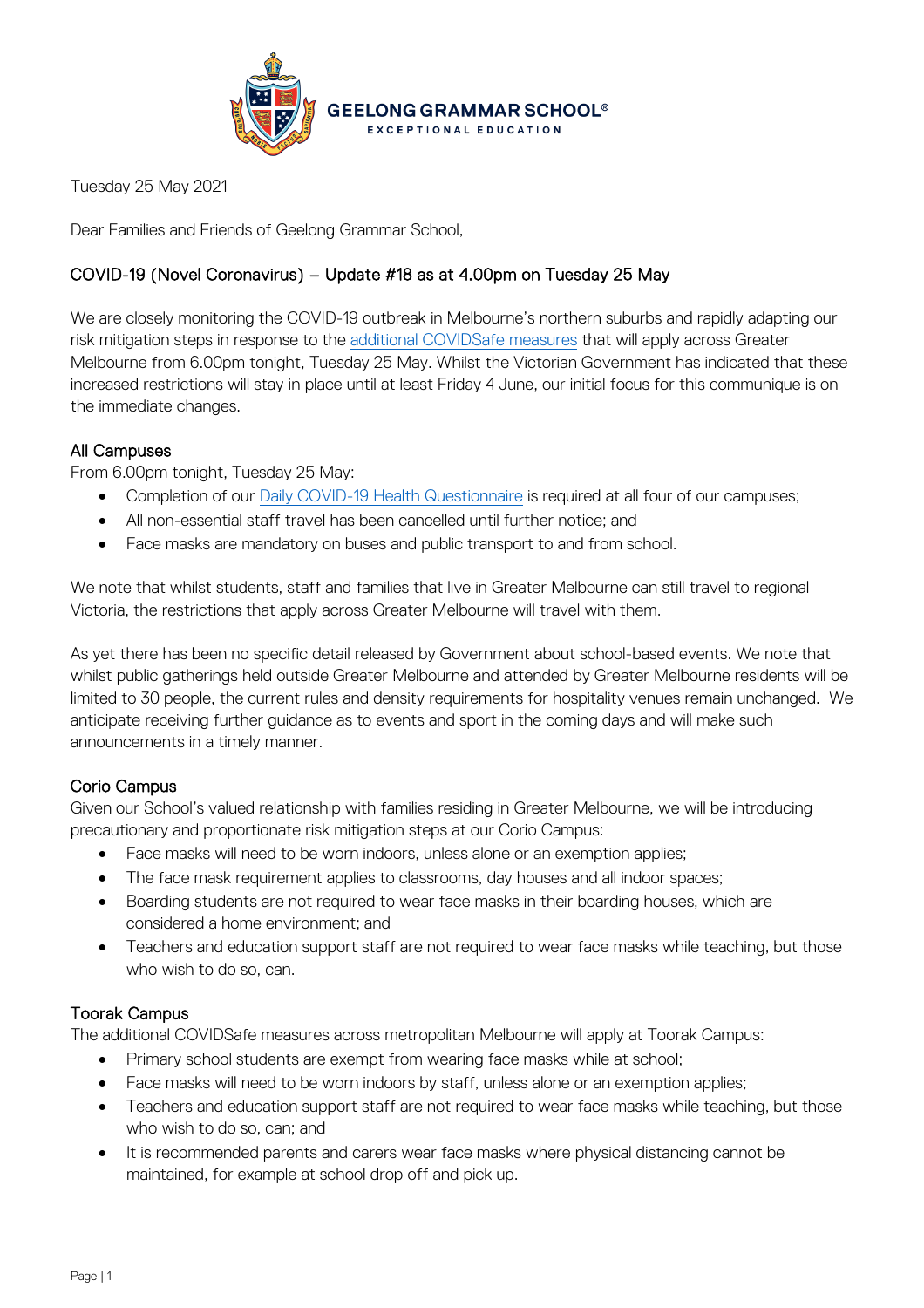**GEELONG GRAMMAR SCHOOL®**
EXCEPTIONAL EDUCATION

Tuesday 25 May 2021

Dear Families and Friends of Geelong Grammar School,

## COVID-19 (Novel Coronavirus) – Update #18 as at 4.00pm on Tuesday 25 May

We are closely monitoring the COVID-19 outbreak in Melbourne's northern suburbs and rapidly adapting our risk mitigation steps in response to the additional COVIDSafe measures that will apply across Greater Melbourne from 6.00pm tonight, Tuesday 25 May. Whilst the Victorian Government has indicated that these increased restrictions will stay in place until at least Friday 4 June, our initial focus for this communique is on the immediate changes.

### All Campuses

From 6.00pm tonight, Tuesday 25 May:

- Completion of our Daily COVID-19 Health Questionnaire is required at all four of our campuses;
- All non-essential staff travel has been cancelled until further notice; and
- Face masks are mandatory on buses and public transport to and from school.

We note that whilst students, staff and families that live in Greater Melbourne can still travel to regional Victoria, the restrictions that apply across Greater Melbourne will travel with them.

As yet there has been no specific detail released by Government about school-based events. We note that whilst public gatherings held outside Greater Melbourne and attended by Greater Melbourne residents will be limited to 30 people, the current rules and density requirements for hospitality venues remain unchanged. We anticipate receiving further guidance as to events and sport in the coming days and will make such announcements in a timely manner.

### Corio Campus

Given our School's valued relationship with families residing in Greater Melbourne, we will be introducing precautionary and proportionate risk mitigation steps at our Corio Campus:

- Face masks will need to be worn indoors, unless alone or an exemption applies;
- The face mask requirement applies to classrooms, day houses and all indoor spaces;
- Boarding students are not required to wear face masks in their boarding houses, which are considered a home environment; and
- Teachers and education support staff are not required to wear face masks while teaching, but those who wish to do so, can.

### Toorak Campus

The additional COVIDSafe measures across metropolitan Melbourne will apply at Toorak Campus:

- Primary school students are exempt from wearing face masks while at school;
- Face masks will need to be worn indoors by staff, unless alone or an exemption applies;
- Teachers and education support staff are not required to wear face masks while teaching, but those who wish to do so, can; and
- It is recommended parents and carers wear face masks where physical distancing cannot be maintained, for example at school drop off and pick up.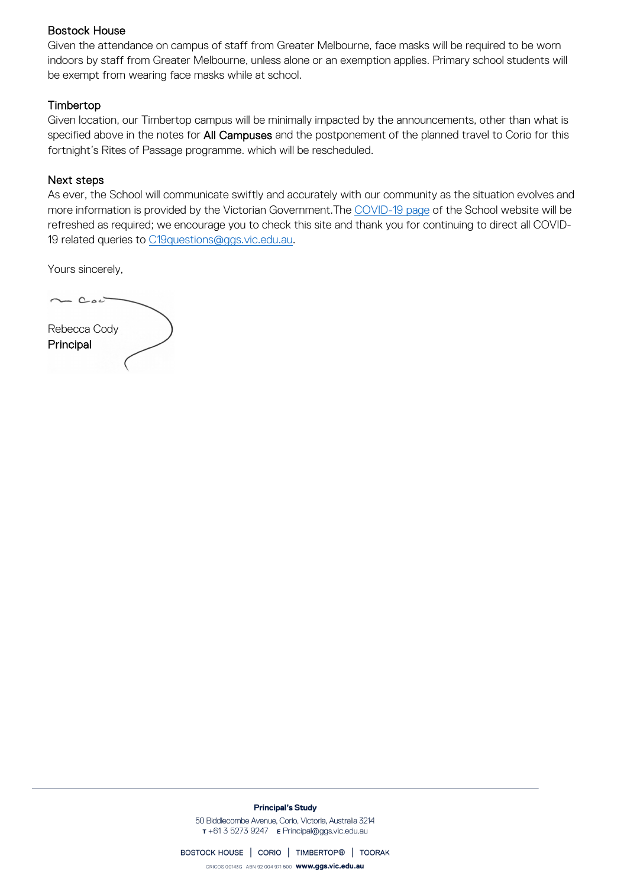## Bostock House

Given the attendance on campus of staff from Greater Melbourne, face masks will be required to be worn indoors by staff from Greater Melbourne, unless alone or an exemption applies. Primary school students will be exempt from wearing face masks while at school.

## Timbertop

Given location, our Timbertop campus will be minimally impacted by the announcements, other than what is specified above in the notes for **All Campuses** and the postponement of the planned travel to Corio for this fortnight's Rites of Passage programme. which will be rescheduled.

## Next steps

As ever, the School will communicate swiftly and accurately with our community as the situation evolves and more information is provided by the Victorian Government.The [COVID-19 page](COVID-19 page) of the School website will be refreshed as required; we encourage you to check this site and thank you for continuing to direct all COVID-19 related queries to [C19questions@ggs.vic.edu.au](mailto:C19questions@ggs.vic.edu.au).

Yours sincerely,

Rebecca Cody
**Principal**

**Principal's Study**
50 Biddlecombe Avenue, Corio, Victoria, Australia 3214
T +61 3 5273 9247 E Principal@ggs.vic.edu.au

BOSTOCK HOUSE | CORIO | TIMBERTOP® | TOORAK

CRICOS 00143G ABN 92 004 971 500 **www.ggs.vic.edu.au**